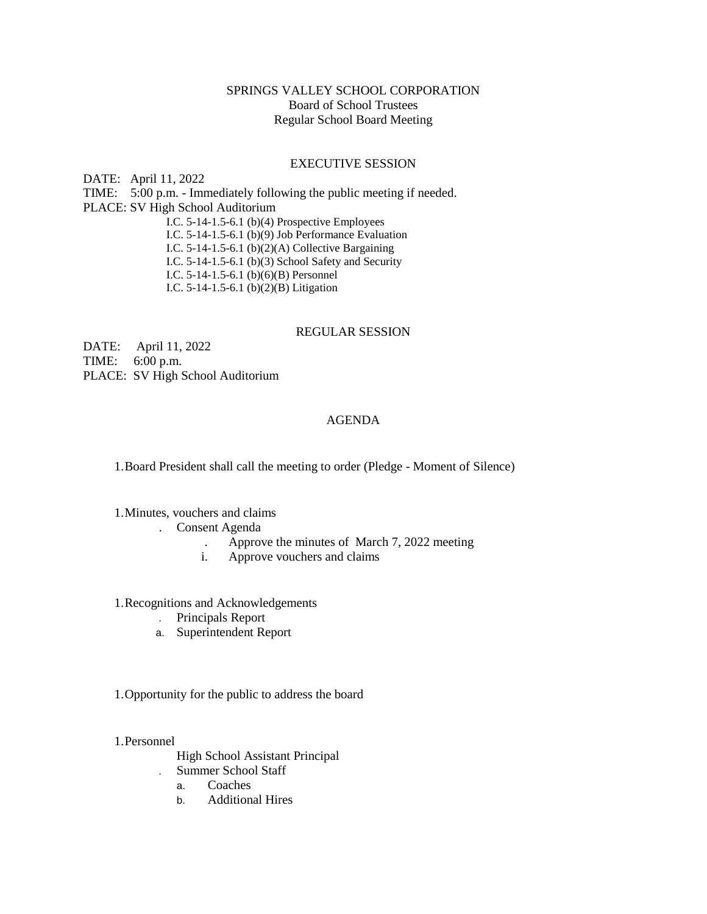SPRINGS VALLEY SCHOOL CORPORATION
Board of School Trustees
Regular School Board Meeting

EXECUTIVE SESSION

DATE: April 11, 2022
TIME: 5:00 p.m. - Immediately following the public meeting if needed.
PLACE: SV High School Auditorium

I.C. 5-14-1.5-6.1 (b)(4) Prospective Employees
I.C. 5-14-1.5-6.1 (b)(9) Job Performance Evaluation
I.C. 5-14-1.5-6.1 (b)(2)(A) Collective Bargaining
I.C. 5-14-1.5-6.1 (b)(3) School Safety and Security
I.C. 5-14-1.5-6.1 (b)(6)(B) Personnel
I.C. 5-14-1.5-6.1 (b)(2)(B) Litigation

REGULAR SESSION

DATE: April 11, 2022
TIME: 6:00 p.m.
PLACE: SV High School Auditorium

AGENDA

1. Board President shall call the meeting to order (Pledge - Moment of Silence)

1. Minutes, vouchers and claims
   . Consent Agenda
      . Approve the minutes of March 7, 2022 meeting
      i. Approve vouchers and claims

1. Recognitions and Acknowledgements
   . Principals Report
   a. Superintendent Report

1. Opportunity for the public to address the board

1. Personnel
   High School Assistant Principal
   . Summer School Staff
      a. Coaches
      b. Additional Hires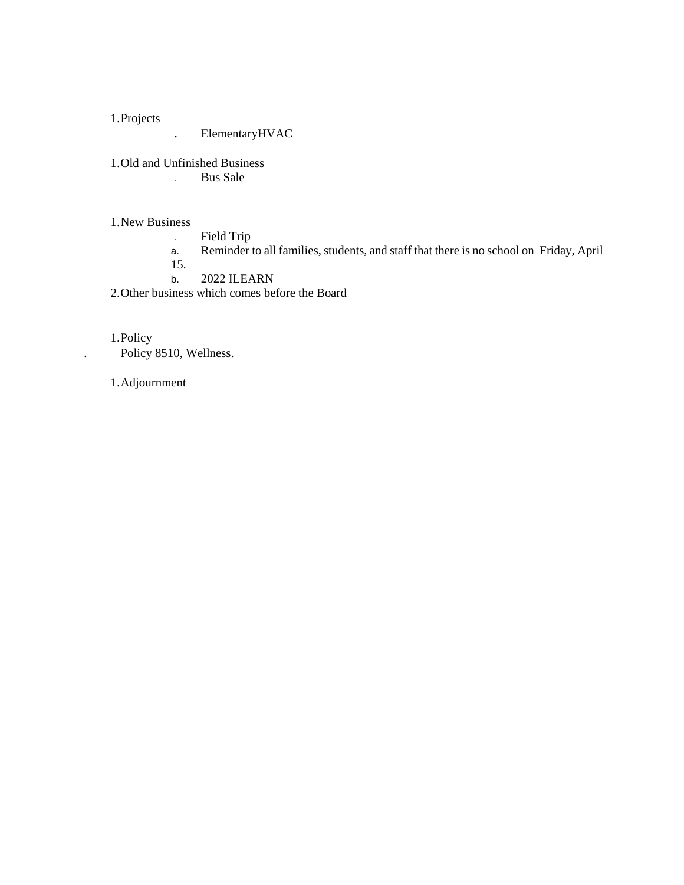1. Projects
   - ElementaryHVAC

1. Old and Unfinished Business
   - Bus Sale

1. New Business
   - Field Trip
   
   a. Reminder to all families, students, and staff that there is no school on Friday, April 15.
   
   b. 2022 ILEARN
2. Other business which comes before the Board

1. Policy
   - Policy 8510, Wellness.

1. Adjournment